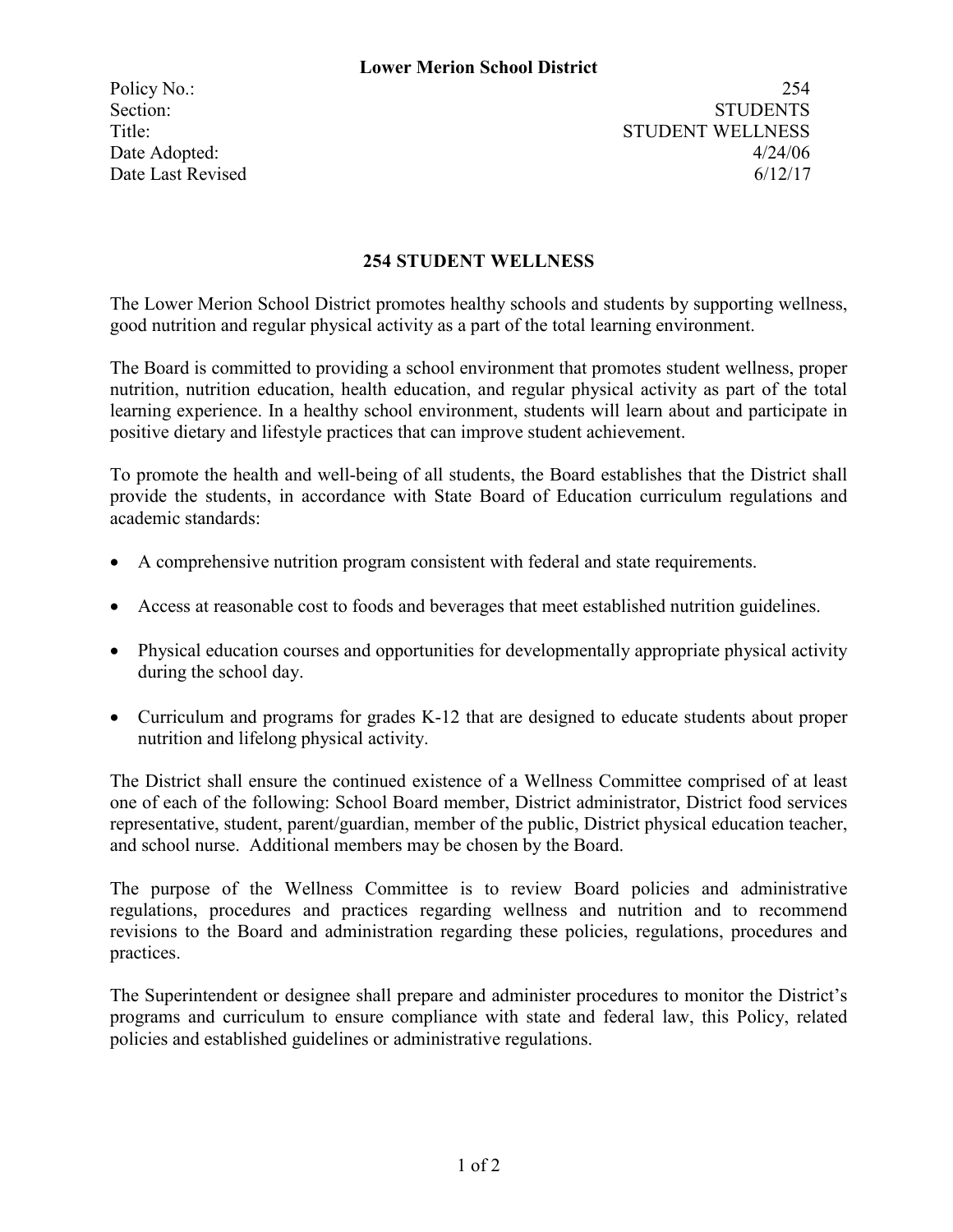**Lower Merion School District**

| | |
|---|---|
| Policy No.: | 254 |
| Section: | STUDENTS |
| Title: | STUDENT WELLNESS |
| Date Adopted: | 4/24/06 |
| Date Last Revised | 6/12/17 |

## 254 STUDENT WELLNESS

The Lower Merion School District promotes healthy schools and students by supporting wellness, good nutrition and regular physical activity as a part of the total learning environment.

The Board is committed to providing a school environment that promotes student wellness, proper nutrition, nutrition education, health education, and regular physical activity as part of the total learning experience. In a healthy school environment, students will learn about and participate in positive dietary and lifestyle practices that can improve student achievement.

To promote the health and well-being of all students, the Board establishes that the District shall provide the students, in accordance with State Board of Education curriculum regulations and academic standards:

- A comprehensive nutrition program consistent with federal and state requirements.
- Access at reasonable cost to foods and beverages that meet established nutrition guidelines.
- Physical education courses and opportunities for developmentally appropriate physical activity during the school day.
- Curriculum and programs for grades K-12 that are designed to educate students about proper nutrition and lifelong physical activity.

The District shall ensure the continued existence of a Wellness Committee comprised of at least one of each of the following: School Board member, District administrator, District food services representative, student, parent/guardian, member of the public, District physical education teacher, and school nurse. Additional members may be chosen by the Board.

The purpose of the Wellness Committee is to review Board policies and administrative regulations, procedures and practices regarding wellness and nutrition and to recommend revisions to the Board and administration regarding these policies, regulations, procedures and practices.

The Superintendent or designee shall prepare and administer procedures to monitor the District's programs and curriculum to ensure compliance with state and federal law, this Policy, related policies and established guidelines or administrative regulations.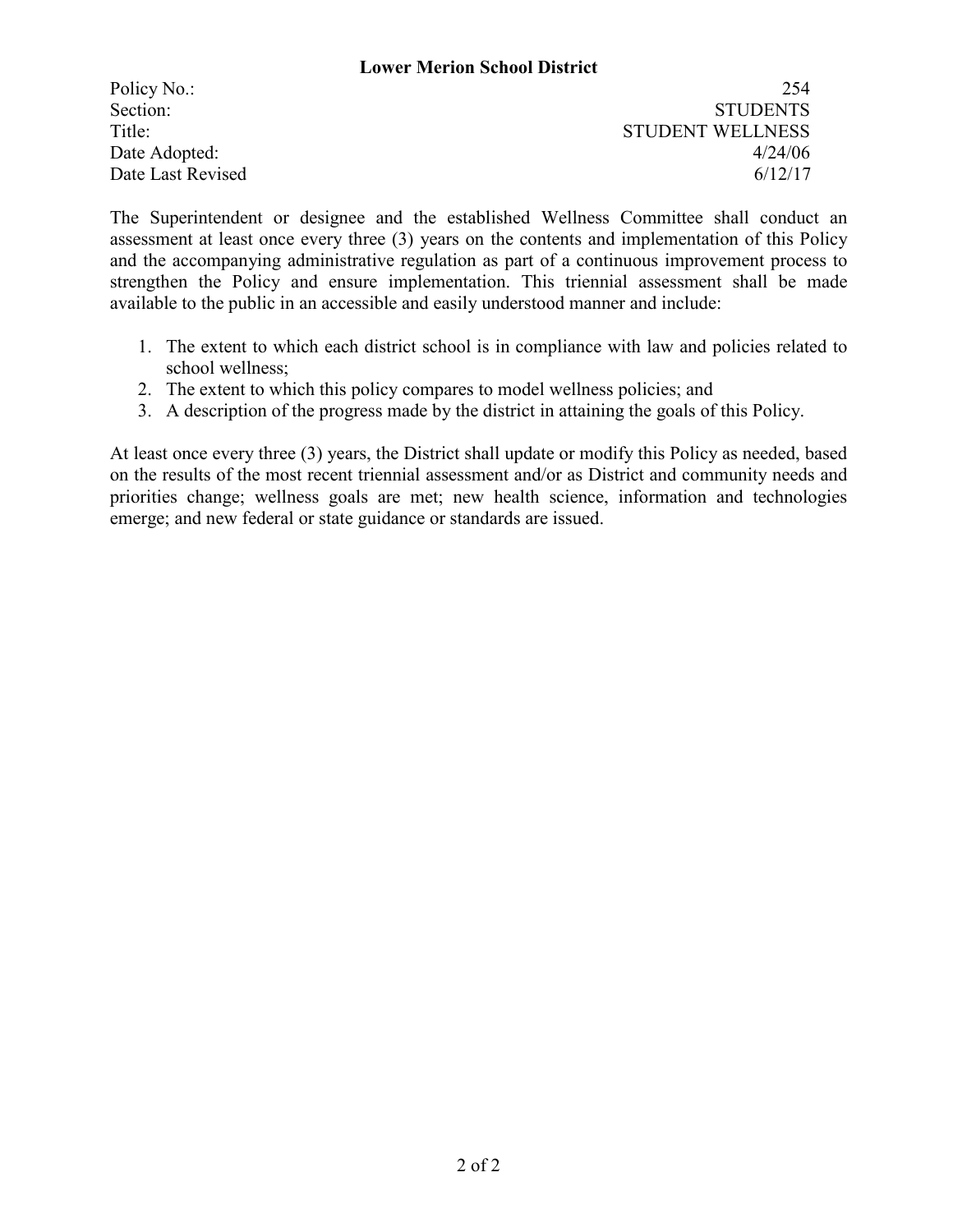**Lower Merion School District**

| | |
|---|---|
| Policy No.: | 254 |
| Section: | STUDENTS |
| Title: | STUDENT WELLNESS |
| Date Adopted: | 4/24/06 |
| Date Last Revised | 6/12/17 |

The Superintendent or designee and the established Wellness Committee shall conduct an assessment at least once every three (3) years on the contents and implementation of this Policy and the accompanying administrative regulation as part of a continuous improvement process to strengthen the Policy and ensure implementation. This triennial assessment shall be made available to the public in an accessible and easily understood manner and include:

1. The extent to which each district school is in compliance with law and policies related to school wellness;
2. The extent to which this policy compares to model wellness policies; and
3. A description of the progress made by the district in attaining the goals of this Policy.

At least once every three (3) years, the District shall update or modify this Policy as needed, based on the results of the most recent triennial assessment and/or as District and community needs and priorities change; wellness goals are met; new health science, information and technologies emerge; and new federal or state guidance or standards are issued.